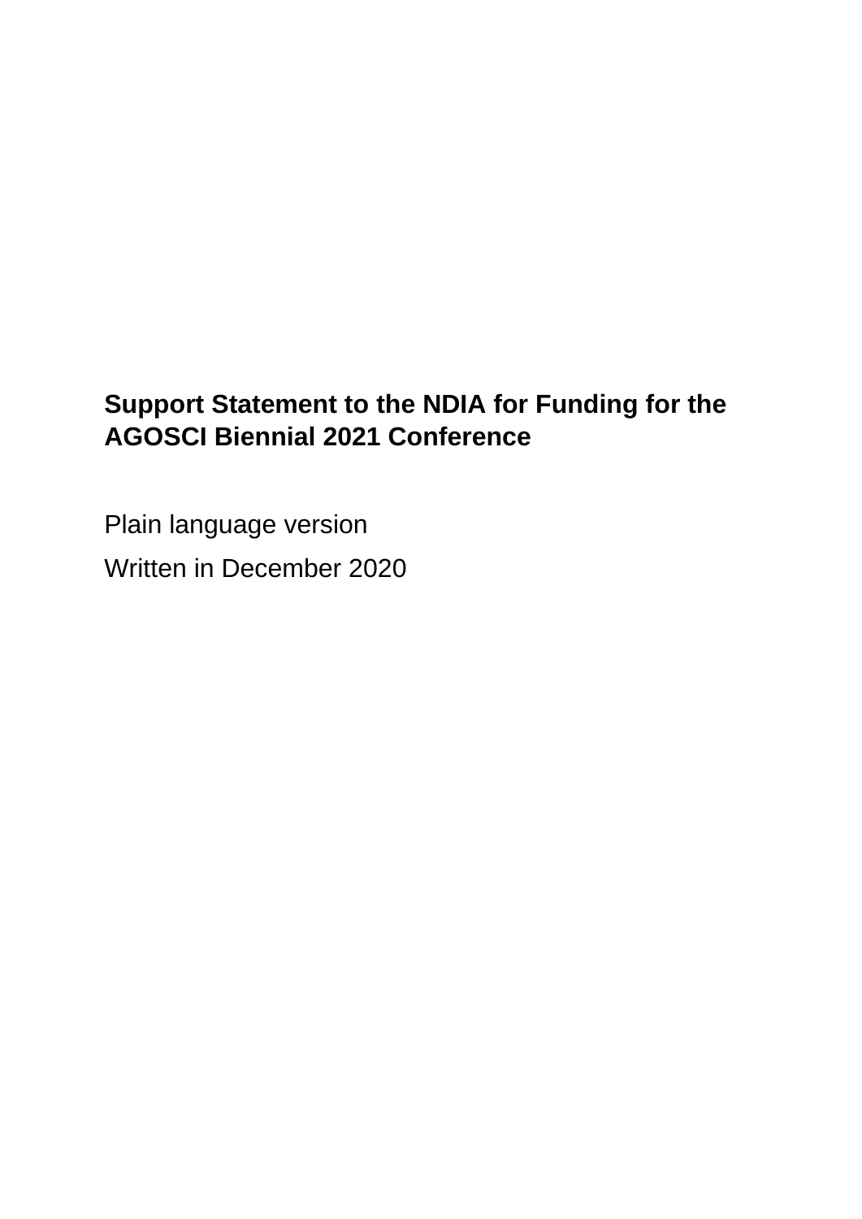# Support Statement to the NDIA for Funding for the AGOSCI Biennial 2021 Conference

Plain language version

Written in December 2020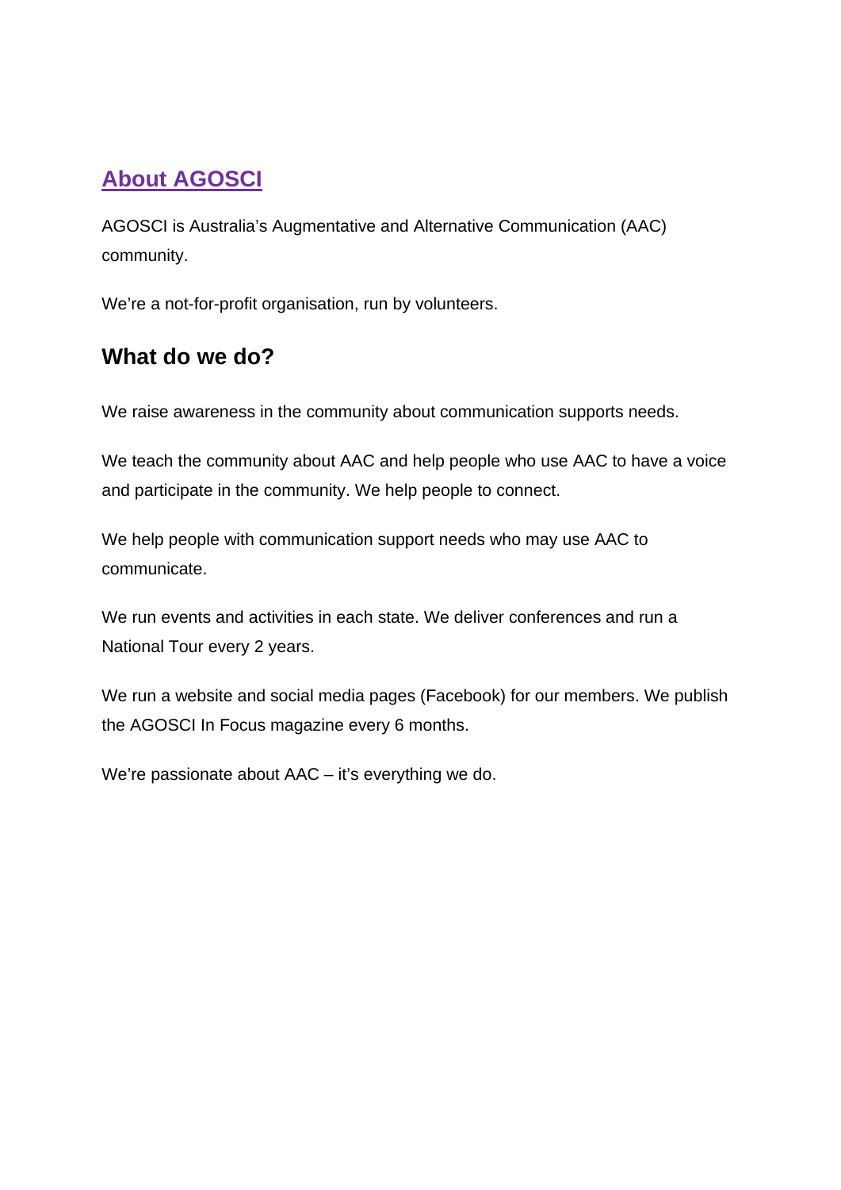## About AGOSCI

AGOSCI is Australia's Augmentative and Alternative Communication (AAC) community.

We're a not-for-profit organisation, run by volunteers.

## What do we do?

We raise awareness in the community about communication supports needs.

We teach the community about AAC and help people who use AAC to have a voice and participate in the community. We help people to connect.

We help people with communication support needs who may use AAC to communicate.

We run events and activities in each state. We deliver conferences and run a National Tour every 2 years.

We run a website and social media pages (Facebook) for our members. We publish the AGOSCI In Focus magazine every 6 months.

We're passionate about AAC – it's everything we do.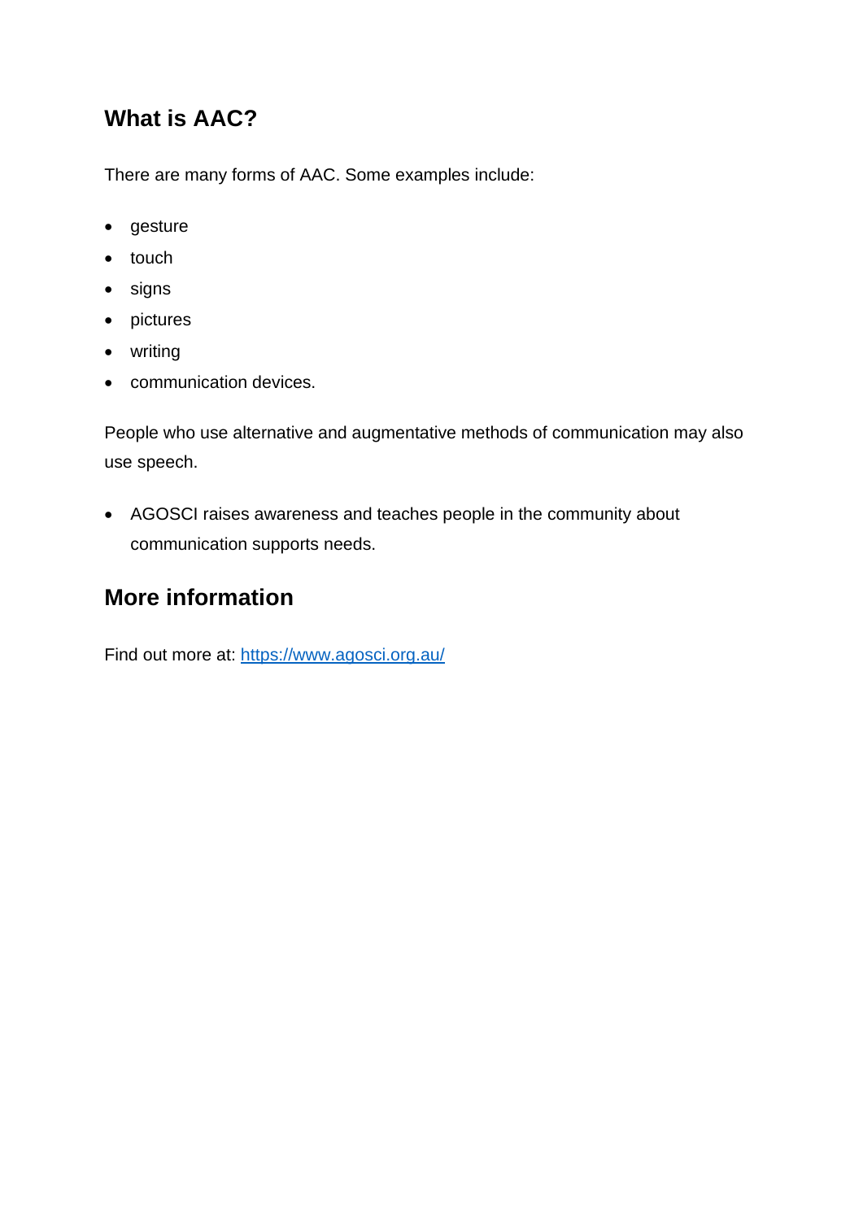## What is AAC?

There are many forms of AAC. Some examples include:

- gesture
- touch
- signs
- pictures
- writing
- communication devices.

People who use alternative and augmentative methods of communication may also use speech.

- AGOSCI raises awareness and teaches people in the community about communication supports needs.

## More information

Find out more at: [https://www.agosci.org.au/](https://www.agosci.org.au/)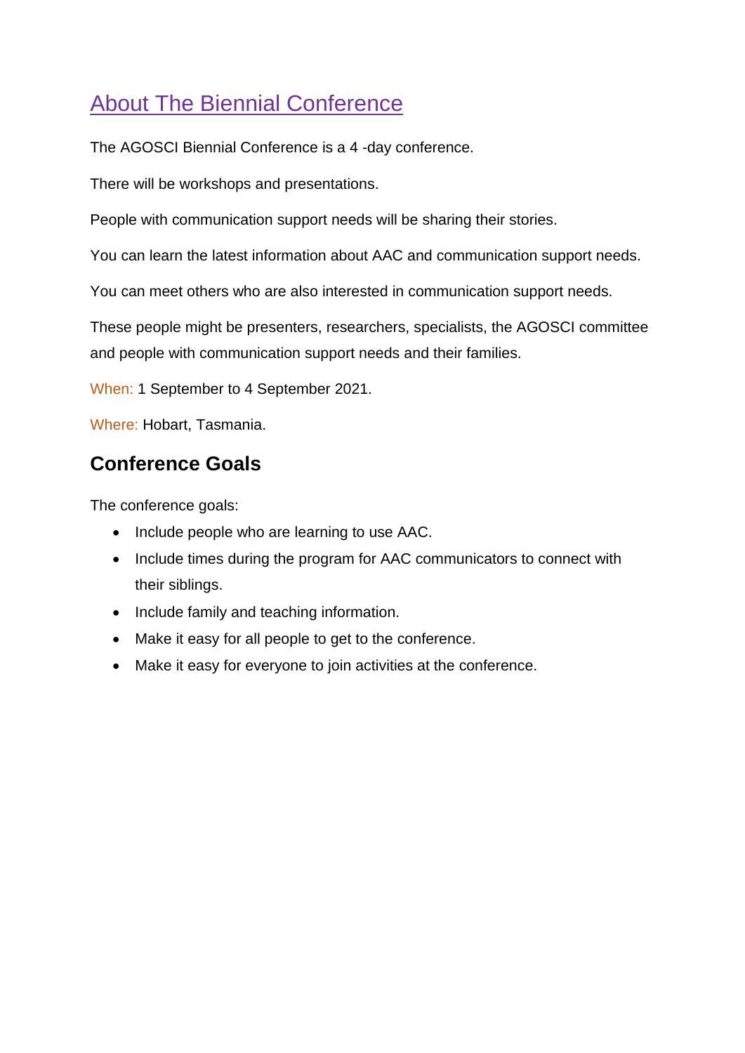# About The Biennial Conference

The AGOSCI Biennial Conference is a 4 -day conference.

There will be workshops and presentations.

People with communication support needs will be sharing their stories.

You can learn the latest information about AAC and communication support needs.

You can meet others who are also interested in communication support needs.

These people might be presenters, researchers, specialists, the AGOSCI committee and people with communication support needs and their families.

When: 1 September to 4 September 2021.

Where: Hobart, Tasmania.

## Conference Goals

The conference goals:

- Include people who are learning to use AAC.
- Include times during the program for AAC communicators to connect with their siblings.
- Include family and teaching information.
- Make it easy for all people to get to the conference.
- Make it easy for everyone to join activities at the conference.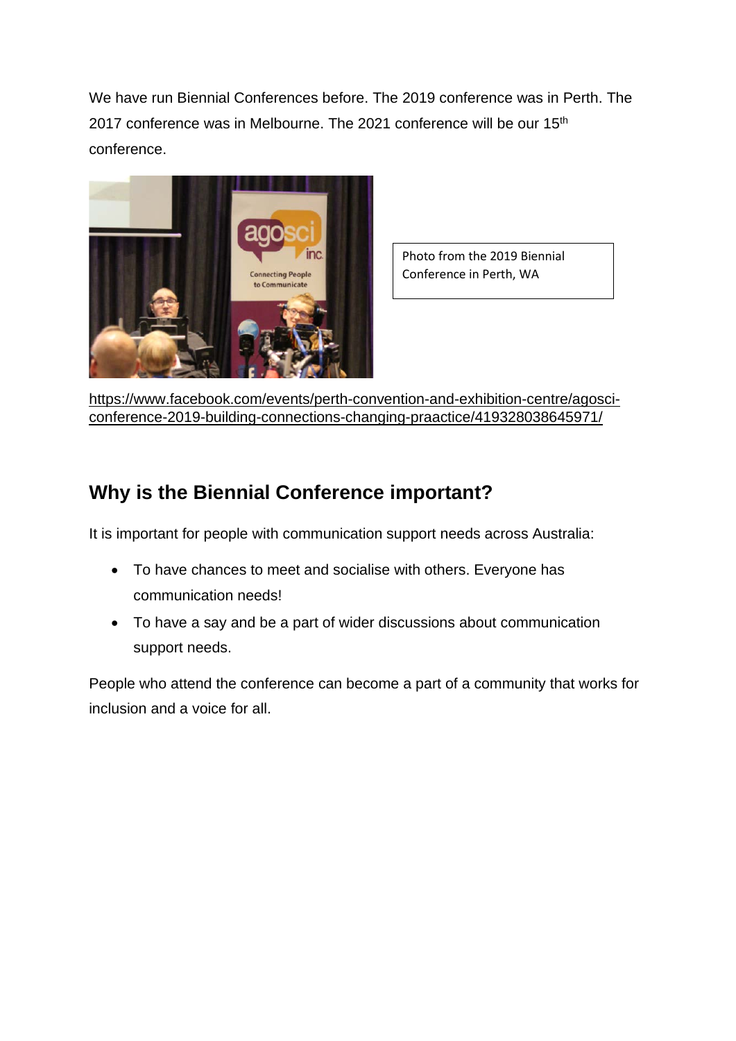We have run Biennial Conferences before. The 2019 conference was in Perth. The 2017 conference was in Melbourne. The 2021 conference will be our 15th conference.

Photo from the 2019 Biennial Conference in Perth, WA

https://www.facebook.com/events/perth-convention-and-exhibition-centre/agosci-conference-2019-building-connections-changing-praactice/419328038645971/

## Why is the Biennial Conference important?

It is important for people with communication support needs across Australia:

- To have chances to meet and socialise with others. Everyone has communication needs!
- To have a say and be a part of wider discussions about communication support needs.

People who attend the conference can become a part of a community that works for inclusion and a voice for all.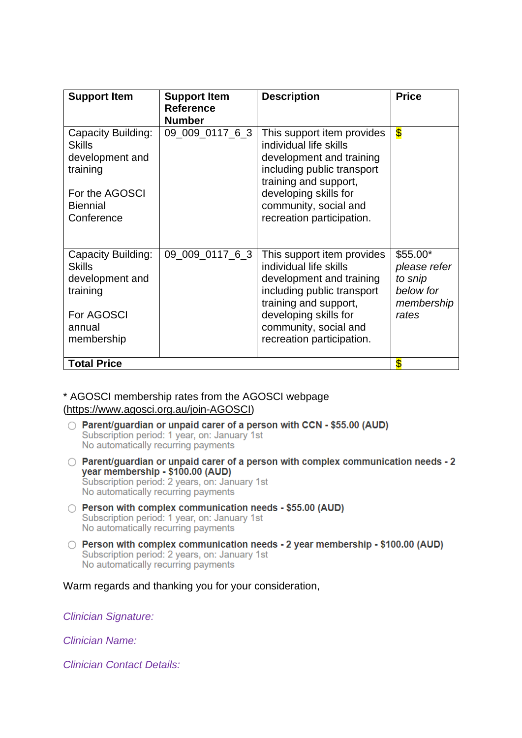| Support Item | Support Item Reference Number | Description | Price |
|---|---|---|---|
| Capacity Building: Skills development and training<br><br>For the AGOSCI Biennial Conference | 09_009_0117_6_3 | This support item provides individual life skills development and training including public transport training and support, developing skills for community, social and recreation participation. | $ |
| Capacity Building: Skills development and training<br><br>For AGOSCI annual membership | 09_009_0117_6_3 | This support item provides individual life skills development and training including public transport training and support, developing skills for community, social and recreation participation. | $55.00* *please refer to snip below for membership rates* |
| **Total Price** | | | $ |

\* AGOSCI membership rates from the AGOSCI webpage (https://www.agosci.org.au/join-AGOSCI)

- **Parent/guardian or unpaid carer of a person with CCN - $55.00 (AUD)**
  Subscription period: 1 year, on: January 1st
  No automatically recurring payments
- **Parent/guardian or unpaid carer of a person with complex communication needs - 2 year membership - $100.00 (AUD)**
  Subscription period: 2 years, on: January 1st
  No automatically recurring payments
- **Person with complex communication needs - $55.00 (AUD)**
  Subscription period: 1 year, on: January 1st
  No automatically recurring payments
- **Person with complex communication needs - 2 year membership - $100.00 (AUD)**
  Subscription period: 2 years, on: January 1st
  No automatically recurring payments

Warm regards and thanking you for your consideration,

*Clinician Signature:*

*Clinician Name:*

*Clinician Contact Details:*